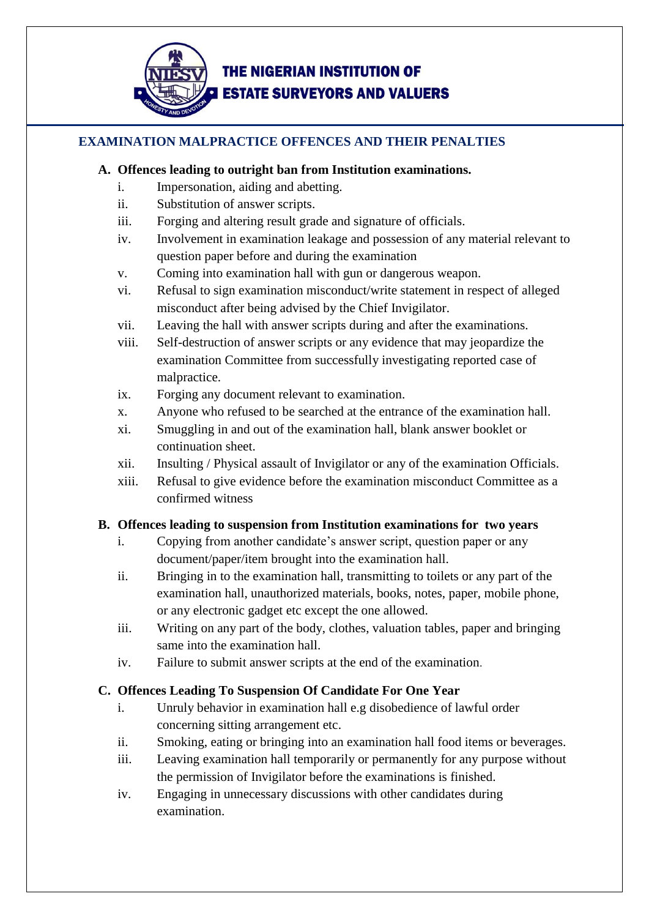# THE NIGERIAN INSTITUTION OF ESTATE SURVEYORS AND VALUERS

## EXAMINATION MALPRACTICE OFFENCES AND THEIR PENALTIES

### A. Offences leading to outright ban from Institution examinations.

i. Impersonation, aiding and abetting.
ii. Substitution of answer scripts.
iii. Forging and altering result grade and signature of officials.
iv. Involvement in examination leakage and possession of any material relevant to question paper before and during the examination
v. Coming into examination hall with gun or dangerous weapon.
vi. Refusal to sign examination misconduct/write statement in respect of alleged misconduct after being advised by the Chief Invigilator.
vii. Leaving the hall with answer scripts during and after the examinations.
viii. Self-destruction of answer scripts or any evidence that may jeopardize the examination Committee from successfully investigating reported case of malpractice.
ix. Forging any document relevant to examination.
x. Anyone who refused to be searched at the entrance of the examination hall.
xi. Smuggling in and out of the examination hall, blank answer booklet or continuation sheet.
xii. Insulting / Physical assault of Invigilator or any of the examination Officials.
xiii. Refusal to give evidence before the examination misconduct Committee as a confirmed witness

### B. Offences leading to suspension from Institution examinations for two years

i. Copying from another candidate's answer script, question paper or any document/paper/item brought into the examination hall.
ii. Bringing in to the examination hall, transmitting to toilets or any part of the examination hall, unauthorized materials, books, notes, paper, mobile phone, or any electronic gadget etc except the one allowed.
iii. Writing on any part of the body, clothes, valuation tables, paper and bringing same into the examination hall.
iv. Failure to submit answer scripts at the end of the examination.

### C. Offences Leading To Suspension Of Candidate For One Year

i. Unruly behavior in examination hall e.g disobedience of lawful order concerning sitting arrangement etc.
ii. Smoking, eating or bringing into an examination hall food items or beverages.
iii. Leaving examination hall temporarily or permanently for any purpose without the permission of Invigilator before the examinations is finished.
iv. Engaging in unnecessary discussions with other candidates during examination.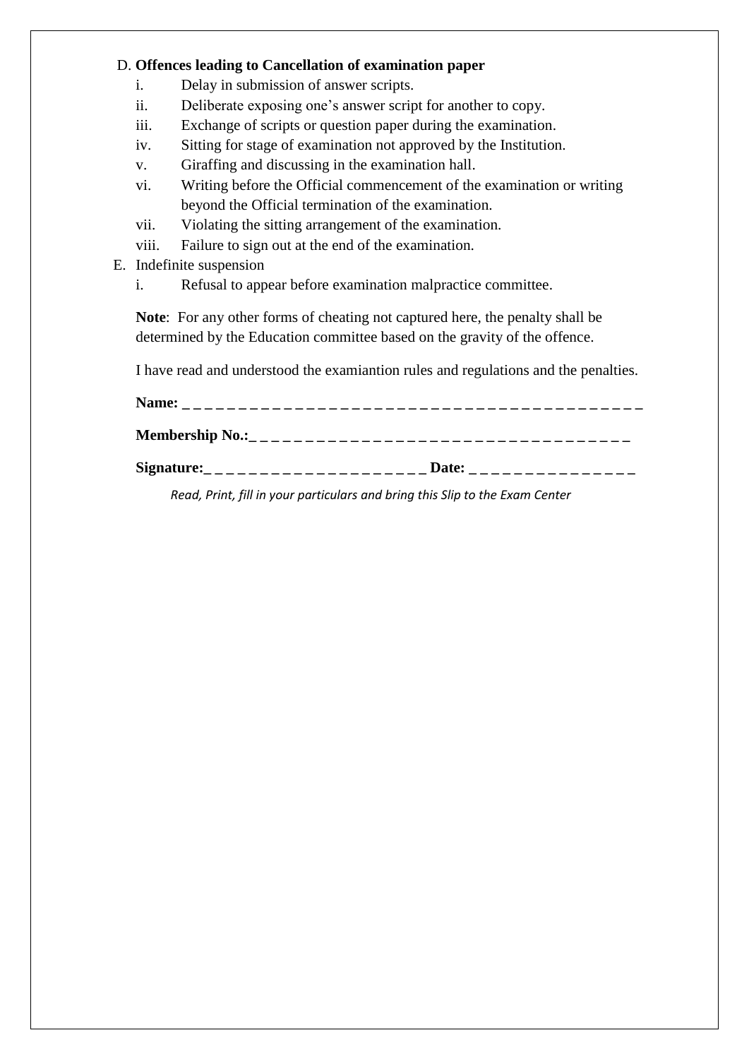D. **Offences leading to Cancellation of examination paper**

  i. Delay in submission of answer scripts.
  ii. Deliberate exposing one's answer script for another to copy.
  iii. Exchange of scripts or question paper during the examination.
  iv. Sitting for stage of examination not approved by the Institution.
  v. Giraffing and discussing in the examination hall.
  vi. Writing before the Official commencement of the examination or writing beyond the Official termination of the examination.
  vii. Violating the sitting arrangement of the examination.
  viii. Failure to sign out at the end of the examination.

E. Indefinite suspension

  i. Refusal to appear before examination malpractice committee.

**Note**: For any other forms of cheating not captured here, the penalty shall be determined by the Education committee based on the gravity of the offence.

I have read and understood the examiantion rules and regulations and the penalties.

**Name:** _ _ _ _ _ _ _ _ _ _ _ _ _ _ _ _ _ _ _ _ _ _ _ _ _ _ _ _ _ _ _ _ _ _ _ _ _ _ _ _ _ _ _ _

**Membership No.:**_ _ _ _ _ _ _ _ _ _ _ _ _ _ _ _ _ _ _ _ _ _ _ _ _ _ _ _ _ _ _ _ _ _ _ _

**Signature:**_ _ _ _ _ _ _ _ _ _ _ _ _ _ _ _ _ _ _ _ _ **Date:** _ _ _ _ _ _ _ _ _ _ _ _ _ _ _ _

*Read, Print, fill in your particulars and bring this Slip to the Exam Center*